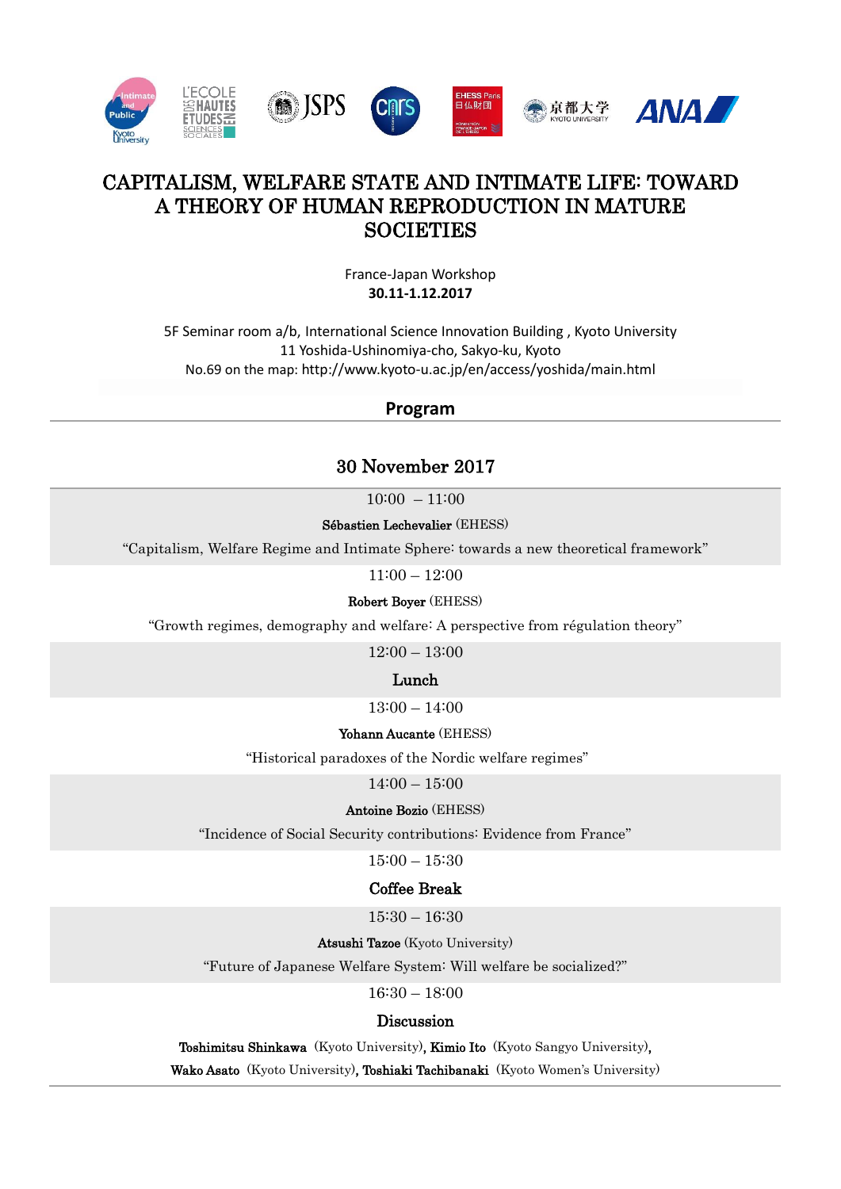# CAPITALISM, WELFARE STATE AND INTIMATE LIFE: TOWARD A THEORY OF HUMAN REPRODUCTION IN MATURE SOCIETIES

France-Japan Workshop
**30.11-1.12.2017**

5F Seminar room a/b, International Science Innovation Building , Kyoto University
11 Yoshida-Ushinomiya-cho, Sakyo-ku, Kyoto
No.69 on the map: http://www.kyoto-u.ac.jp/en/access/yoshida/main.html

## Program

### 30 November 2017

10:00 – 11:00
**Sébastien Lechevalier** (EHESS)
"Capitalism, Welfare Regime and Intimate Sphere: towards a new theoretical framework"

11:00 – 12:00
**Robert Boyer** (EHESS)
"Growth regimes, demography and welfare: A perspective from régulation theory"

12:00 – 13:00
Lunch

13:00 – 14:00
**Yohann Aucante** (EHESS)
"Historical paradoxes of the Nordic welfare regimes"

14:00 – 15:00
**Antoine Bozio** (EHESS)
"Incidence of Social Security contributions: Evidence from France"

15:00 – 15:30
Coffee Break

15:30 – 16:30
**Atsushi Tazoe** (Kyoto University)
"Future of Japanese Welfare System: Will welfare be socialized?"

16:30 – 18:00
Discussion
**Toshimitsu Shinkawa** (Kyoto University), **Kimio Ito** (Kyoto Sangyo University), **Wako Asato** (Kyoto University), **Toshiaki Tachibanaki** (Kyoto Women's University)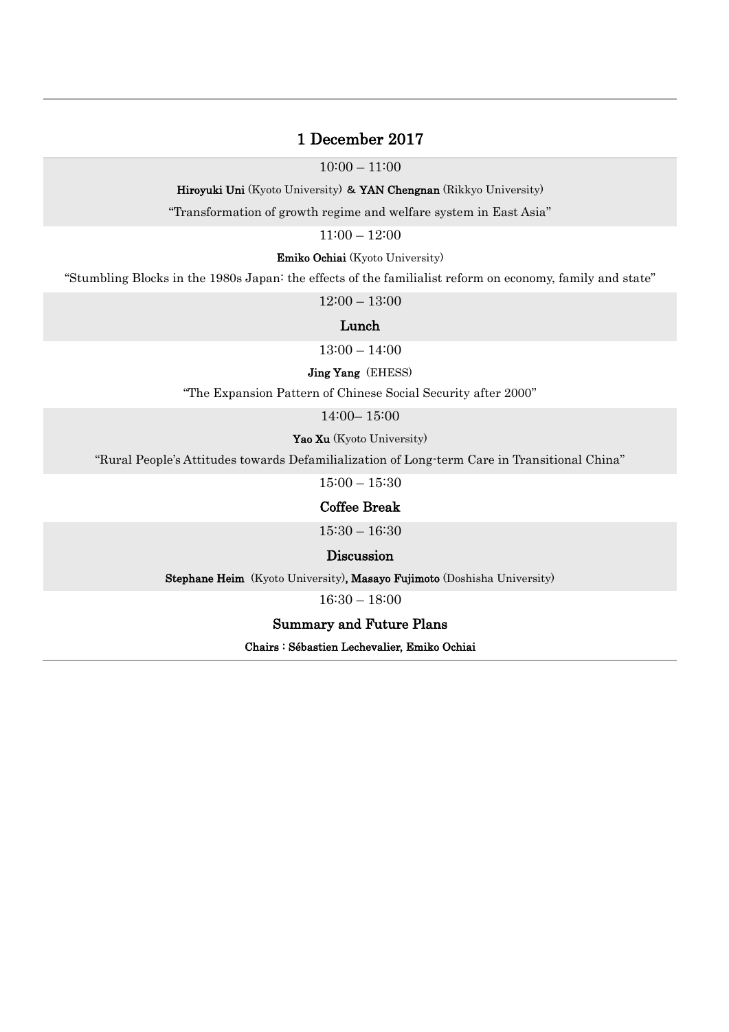## 1 December 2017

10:00 – 11:00

**Hiroyuki Uni** (Kyoto University) **& YAN Chengnan** (Rikkyo University)

"Transformation of growth regime and welfare system in East Asia"

11:00 – 12:00

**Emiko Ochiai** (Kyoto University)

"Stumbling Blocks in the 1980s Japan: the effects of the familialist reform on economy, family and state"

12:00 – 13:00

**Lunch**

13:00 – 14:00

**Jing Yang** (EHESS)

"The Expansion Pattern of Chinese Social Security after 2000"

14:00– 15:00

**Yao Xu** (Kyoto University)

"Rural People's Attitudes towards Defamilialization of Long-term Care in Transitional China"

15:00 – 15:30

**Coffee Break**

15:30 – 16:30

**Discussion**

**Stephane Heim** (Kyoto University), **Masayo Fujimoto** (Doshisha University)

16:30 – 18:00

**Summary and Future Plans**

**Chairs : Sébastien Lechevalier, Emiko Ochiai**